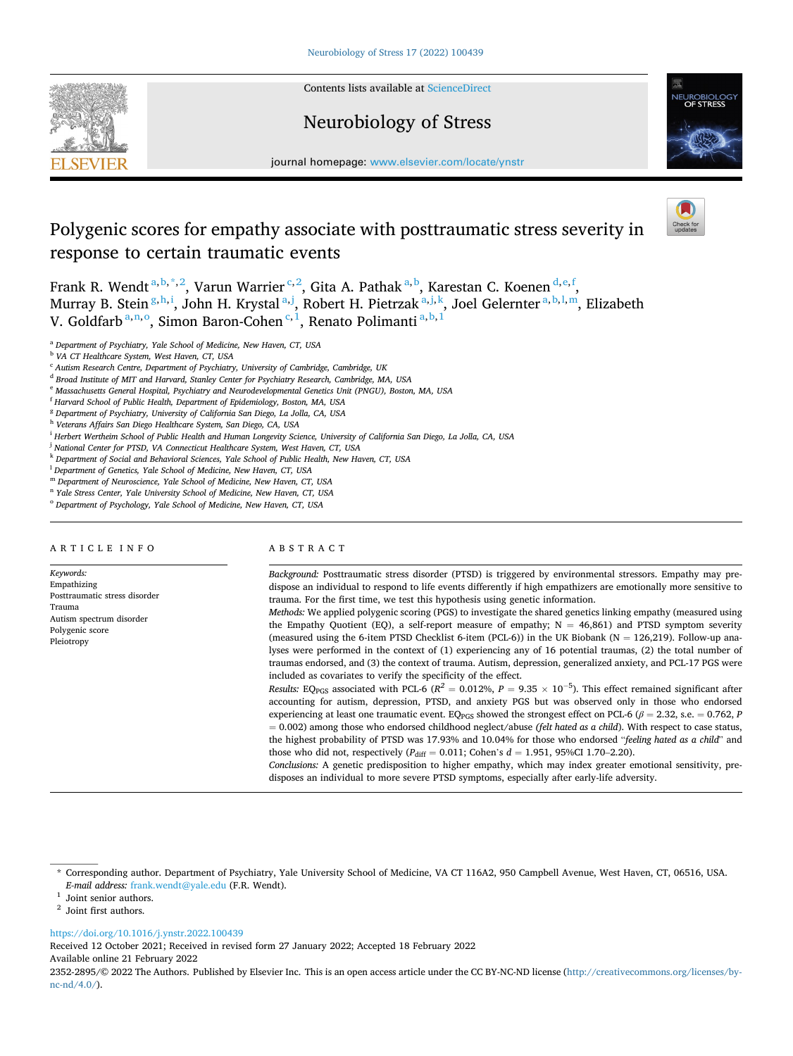# Polygenic scores for empathy associate with posttraumatic stress severity in response to certain traumatic events

Frank R. Wendt[a,b,*,2], Varun Warrier[c,2], Gita A. Pathak[a,b], Karestan C. Koenen[d,e,f], Murray B. Stein[g,h,i], John H. Krystal[a,j], Robert H. Pietrzak[a,j,k], Joel Gelernter[a,b,l,m], Elizabeth V. Goldfarb[a,n,o], Simon Baron-Cohen[c,1], Renato Polimanti[a,b,1]

[a] Department of Psychiatry, Yale School of Medicine, New Haven, CT, USA
[b] VA CT Healthcare System, West Haven, CT, USA
[c] Autism Research Centre, Department of Psychiatry, University of Cambridge, Cambridge, UK
[d] Broad Institute of MIT and Harvard, Stanley Center for Psychiatry Research, Cambridge, MA, USA
[e] Massachusetts General Hospital, Psychiatry and Neurodevelopmental Genetics Unit (PNGU), Boston, MA, USA
[f] Harvard School of Public Health, Department of Epidemiology, Boston, MA, USA
[g] Department of Psychiatry, University of California San Diego, La Jolla, CA, USA
[h] Veterans Affairs San Diego Healthcare System, San Diego, CA, USA
[i] Herbert Wertheim School of Public Health and Human Longevity Science, University of California San Diego, La Jolla, CA, USA
[j] National Center for PTSD, VA Connecticut Healthcare System, West Haven, CT, USA
[k] Department of Social and Behavioral Sciences, Yale School of Public Health, New Haven, CT, USA
[l] Department of Genetics, Yale School of Medicine, New Haven, CT, USA
[m] Department of Neuroscience, Yale School of Medicine, New Haven, CT, USA
[n] Yale Stress Center, Yale University School of Medicine, New Haven, CT, USA
[o] Department of Psychology, Yale School of Medicine, New Haven, CT, USA

## ARTICLE INFO

*Keywords:*
Empathizing
Posttraumatic stress disorder
Trauma
Autism spectrum disorder
Polygenic score
Pleiotropy

## ABSTRACT

*Background:* Posttraumatic stress disorder (PTSD) is triggered by environmental stressors. Empathy may predispose an individual to respond to life events differently if high empathizers are emotionally more sensitive to trauma. For the first time, we test this hypothesis using genetic information.

*Methods:* We applied polygenic scoring (PGS) to investigate the shared genetics linking empathy (measured using the Empathy Quotient (EQ), a self-report measure of empathy; N = 46,861) and PTSD symptom severity (measured using the 6-item PTSD Checklist 6-item (PCL-6)) in the UK Biobank (N = 126,219). Follow-up analyses were performed in the context of (1) experiencing any of 16 potential traumas, (2) the total number of traumas endorsed, and (3) the context of trauma. Autism, depression, generalized anxiety, and PCL-17 PGS were included as covariates to verify the specificity of the effect.

*Results:* $EQ_{PGS}$ associated with PCL-6 ($R^2$ = 0.012%, $P = 9.35 \times 10^{-5}$). This effect remained significant after accounting for autism, depression, PTSD, and anxiety PGS but was observed only in those who endorsed experiencing at least one traumatic event. $EQ_{PGS}$ showed the strongest effect on PCL-6 ($\beta$ = 2.32, s.e. = 0.762, $P$ = 0.002) among those who endorsed childhood neglect/abuse (*felt hated as a child*). With respect to case status, the highest probability of PTSD was 17.93% and 10.04% for those who endorsed "*feeling hated as a child*" and those who did not, respectively ($P_{diff}$ = 0.011; Cohen's $d$ = 1.951, 95%CI 1.70–2.20).

*Conclusions:* A genetic predisposition to higher empathy, which may index greater emotional sensitivity, predisposes an individual to more severe PTSD symptoms, especially after early-life adversity.

---

* Corresponding author. Department of Psychiatry, Yale University School of Medicine, VA CT 116A2, 950 Campbell Avenue, West Haven, CT, 06516, USA. *E-mail address:* frank.wendt@yale.edu (F.R. Wendt).

1 Joint senior authors.

2 Joint first authors.

https://doi.org/10.1016/j.ynstr.2022.100439
Received 12 October 2021; Received in revised form 27 January 2022; Accepted 18 February 2022
Available online 21 February 2022
2352-2895/© 2022 The Authors. Published by Elsevier Inc. This is an open access article under the CC BY-NC-ND license (http://creativecommons.org/licenses/by-nc-nd/4.0/).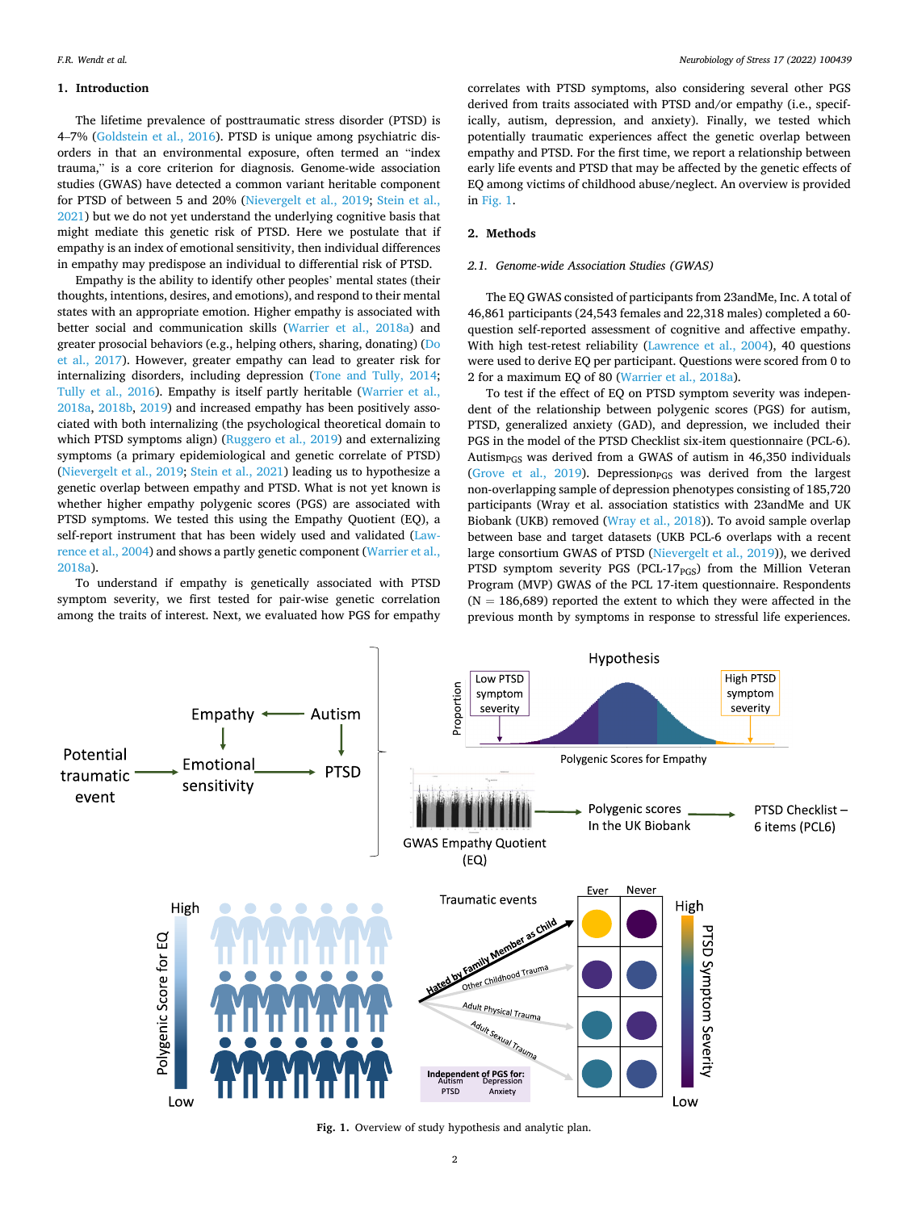## 1. Introduction

The lifetime prevalence of posttraumatic stress disorder (PTSD) is 4–7% (Goldstein et al., 2016). PTSD is unique among psychiatric disorders in that an environmental exposure, often termed an "index trauma," is a core criterion for diagnosis. Genome-wide association studies (GWAS) have detected a common variant heritable component for PTSD of between 5 and 20% (Nievergelt et al., 2019; Stein et al., 2021) but we do not yet understand the underlying cognitive basis that might mediate this genetic risk of PTSD. Here we postulate that if empathy is an index of emotional sensitivity, then individual differences in empathy may predispose an individual to differential risk of PTSD.

Empathy is the ability to identify other peoples' mental states (their thoughts, intentions, desires, and emotions), and respond to their mental states with an appropriate emotion. Higher empathy is associated with better social and communication skills (Warrier et al., 2018a) and greater prosocial behaviors (e.g., helping others, sharing, donating) (Do et al., 2017). However, greater empathy can lead to greater risk for internalizing disorders, including depression (Tone and Tully, 2014; Tully et al., 2016). Empathy is itself partly heritable (Warrier et al., 2018a, 2018b, 2019) and increased empathy has been positively associated with both internalizing (the psychological theoretical domain to which PTSD symptoms align) (Ruggero et al., 2019) and externalizing symptoms (a primary epidemiological and genetic correlate of PTSD) (Nievergelt et al., 2019; Stein et al., 2021) leading us to hypothesize a genetic overlap between empathy and PTSD. What is not yet known is whether higher empathy polygenic scores (PGS) are associated with PTSD symptoms. We tested this using the Empathy Quotient (EQ), a self-report instrument that has been widely used and validated (Lawrence et al., 2004) and shows a partly genetic component (Warrier et al., 2018a).

To understand if empathy is genetically associated with PTSD symptom severity, we first tested for pair-wise genetic correlation among the traits of interest. Next, we evaluated how PGS for empathy correlates with PTSD symptoms, also considering several other PGS derived from traits associated with PTSD and/or empathy (i.e., specifically, autism, depression, and anxiety). Finally, we tested which potentially traumatic experiences affect the genetic overlap between empathy and PTSD. For the first time, we report a relationship between early life events and PTSD that may be affected by the genetic effects of EQ among victims of childhood abuse/neglect. An overview is provided in Fig. 1.

## 2. Methods

### 2.1. Genome-wide Association Studies (GWAS)

The EQ GWAS consisted of participants from 23andMe, Inc. A total of 46,861 participants (24,543 females and 22,318 males) completed a 60-question self-reported assessment of cognitive and affective empathy. With high test-retest reliability (Lawrence et al., 2004), 40 questions were used to derive EQ per participant. Questions were scored from 0 to 2 for a maximum EQ of 80 (Warrier et al., 2018a).

To test if the effect of EQ on PTSD symptom severity was independent of the relationship between polygenic scores (PGS) for autism, PTSD, generalized anxiety (GAD), and depression, we included their PGS in the model of the PTSD Checklist six-item questionnaire (PCL-6). Autism$_{PGS}$ was derived from a GWAS of autism in 46,350 individuals (Grove et al., 2019). Depression$_{PGS}$ was derived from the largest non-overlapping sample of depression phenotypes consisting of 185,720 participants (Wray et al. association statistics with 23andMe and UK Biobank (UKB) removed (Wray et al., 2018)). To avoid sample overlap between base and target datasets (UKB PCL-6 overlaps with a recent large consortium GWAS of PTSD (Nievergelt et al., 2019)), we derived PTSD symptom severity PGS (PCL-17$_{PGS}$) from the Million Veteran Program (MVP) GWAS of the PCL 17-item questionnaire. Respondents (N = 186,689) reported the extent to which they were affected in the previous month by symptoms in response to stressful life experiences.

Fig. 1. Overview of study hypothesis and analytic plan.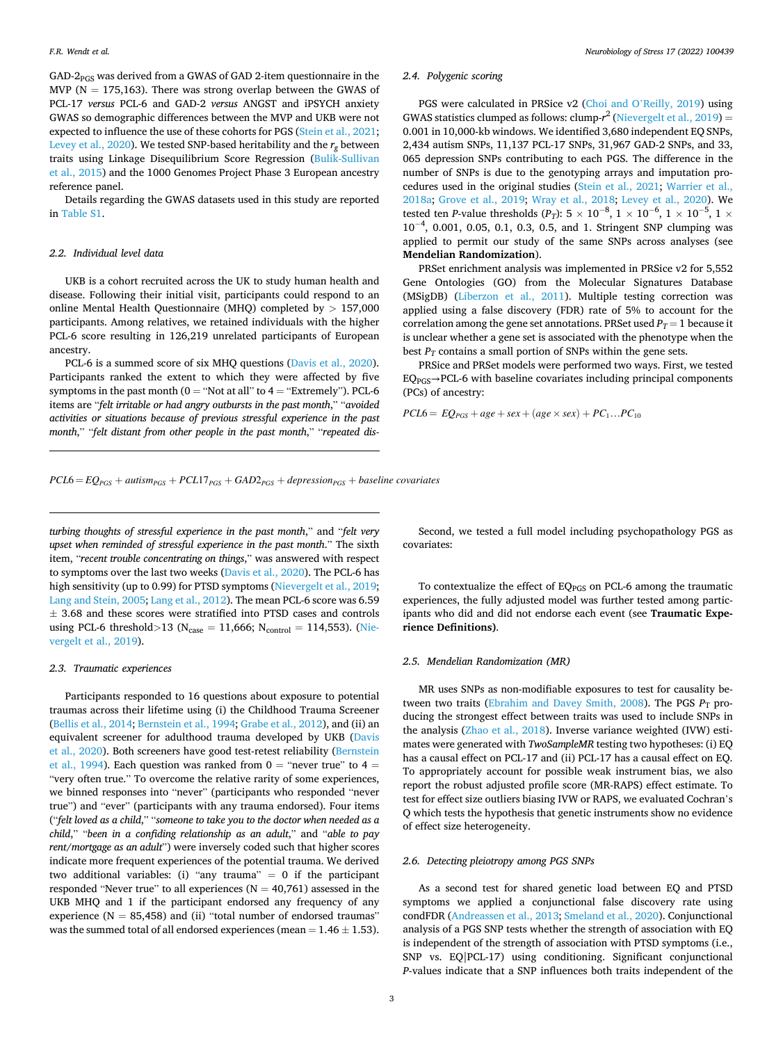GAD-$2_{PGS}$ was derived from a GWAS of GAD 2-item questionnaire in the MVP (N = 175,163). There was strong overlap between the GWAS of PCL-17 *versus* PCL-6 and GAD-2 *versus* ANGST and iPSYCH anxiety GWAS so demographic differences between the MVP and UKB were not expected to influence the use of these cohorts for PGS (Stein et al., 2021; Levey et al., 2020). We tested SNP-based heritability and the $r_g$ between traits using Linkage Disequilibrium Score Regression (Bulik-Sullivan et al., 2015) and the 1000 Genomes Project Phase 3 European ancestry reference panel.

Details regarding the GWAS datasets used in this study are reported in Table S1.

### 2.2. Individual level data

UKB is a cohort recruited across the UK to study human health and disease. Following their initial visit, participants could respond to an online Mental Health Questionnaire (MHQ) completed by > 157,000 participants. Among relatives, we retained individuals with the higher PCL-6 score resulting in 126,219 unrelated participants of European ancestry.

PCL-6 is a summed score of six MHQ questions (Davis et al., 2020). Participants ranked the extent to which they were affected by five symptoms in the past month (0 = "Not at all" to 4 = "Extremely"). PCL-6 items are "*felt irritable or had angry outbursts in the past month*," "*avoided activities or situations because of previous stressful experience in the past month*," "*felt distant from other people in the past month*," "*repeated disturbing thoughts of stressful experience in the past month*," and "*felt very upset when reminded of stressful experience in the past month*." The sixth item, "*recent trouble concentrating on things*," was answered with respect to symptoms over the last two weeks (Davis et al., 2020). The PCL-6 has high sensitivity (up to 0.99) for PTSD symptoms (Nievergelt et al., 2019; Lang and Stein, 2005; Lang et al., 2012). The mean PCL-6 score was 6.59 ± 3.68 and these scores were stratified into PTSD cases and controls using PCL-6 threshold>13 ($N_{case}$ = 11,666; $N_{control}$ = 114,553). (Nievergelt et al., 2019).

### 2.3. Traumatic experiences

Participants responded to 16 questions about exposure to potential traumas across their lifetime using (i) the Childhood Trauma Screener (Bellis et al., 2014; Bernstein et al., 1994; Grabe et al., 2012), and (ii) an equivalent screener for adulthood trauma developed by UKB (Davis et al., 2020). Both screeners have good test-retest reliability (Bernstein et al., 1994). Each question was ranked from 0 = "never true" to 4 = "very often true." To overcome the relative rarity of some experiences, we binned responses into "never" (participants who responded "never true") and "ever" (participants with any trauma endorsed). Four items ("*felt loved as a child*," "*someone to take you to the doctor when needed as a child*," "*been in a confiding relationship as an adult*," and "*able to pay rent/mortgage as an adult*") were inversely coded such that higher scores indicate more frequent experiences of the potential trauma. We derived two additional variables: (i) "any trauma" = 0 if the participant responded "Never true" to all experiences (N = 40,761) assessed in the UKB MHQ and 1 if the participant endorsed any frequency of any experience (N = 85,458) and (ii) "total number of endorsed traumas" was the summed total of all endorsed experiences (mean = 1.46 ± 1.53).

### 2.4. Polygenic scoring

PGS were calculated in PRSice v2 (Choi and O'Reilly, 2019) using GWAS statistics clumped as follows: clump-$r^2$ (Nievergelt et al., 2019) = 0.001 in 10,000-kb windows. We identified 3,680 independent EQ SNPs, 2,434 autism SNPs, 11,137 PCL-17 SNPs, 31,967 GAD-2 SNPs, and 33,065 depression SNPs contributing to each PGS. The difference in the number of SNPs is due to the genotyping arrays and imputation procedures used in the original studies (Stein et al., 2021; Warrier et al., 2018a; Grove et al., 2019; Wray et al., 2018; Levey et al., 2020). We tested ten *P*-value thresholds ($P_T$): $5 \times 10^{-8}$, $1 \times 10^{-6}$, $1 \times 10^{-5}$, $1 \times 10^{-4}$, 0.001, 0.05, 0.1, 0.3, 0.5, and 1. Stringent SNP clumping was applied to permit our study of the same SNPs across analyses (see **Mendelian Randomization**).

PRSet enrichment analysis was implemented in PRSice v2 for 5,552 Gene Ontologies (GO) from the Molecular Signatures Database (MSigDB) (Liberzon et al., 2011). Multiple testing correction was applied using a false discovery (FDR) rate of 5% to account for the correlation among the gene set annotations. PRSet used $P_T = 1$ because it is unclear whether a gene set is associated with the phenotype when the best $P_T$ contains a small portion of SNPs within the gene sets.

PRSice and PRSet models were performed two ways. First, we tested $EQ_{PGS}$→PCL-6 with baseline covariates including principal components (PCs) of ancestry:

$$PCL6 = EQ_{PGS} + age + sex + (age \times sex) + PC_1 \ldots PC_{10}$$

Second, we tested a full model including psychopathology PGS as covariates:

$$PCL6 = EQ_{PGS} + autism_{PGS} + PCL17_{PGS} + GAD2_{PGS} + depression_{PGS} + baseline\ covariates$$

To contextualize the effect of $EQ_{PGS}$ on PCL-6 among the traumatic experiences, the fully adjusted model was further tested among participants who did and did not endorse each event (see **Traumatic Experience Definitions)**.

### 2.5. Mendelian Randomization (MR)

MR uses SNPs as non-modifiable exposures to test for causality between two traits (Ebrahim and Davey Smith, 2008). The PGS $P_T$ producing the strongest effect between traits was used to include SNPs in the analysis (Zhao et al., 2018). Inverse variance weighted (IVW) estimates were generated with *TwoSampleMR* testing two hypotheses: (i) EQ has a causal effect on PCL-17 and (ii) PCL-17 has a causal effect on EQ. To appropriately account for possible weak instrument bias, we also report the robust adjusted profile score (MR-RAPS) effect estimate. To test for effect size outliers biasing IVW or RAPS, we evaluated Cochran's Q which tests the hypothesis that genetic instruments show no evidence of effect size heterogeneity.

### 2.6. Detecting pleiotropy among PGS SNPs

As a second test for shared genetic load between EQ and PTSD symptoms we applied a conjunctional false discovery rate using condFDR (Andreassen et al., 2013; Smeland et al., 2020). Conjunctional analysis of a PGS SNP tests whether the strength of association with EQ is independent of the strength of association with PTSD symptoms (i.e., SNP vs. EQ|PCL-17) using conditioning. Significant conjunctional *P*-values indicate that a SNP influences both traits independent of the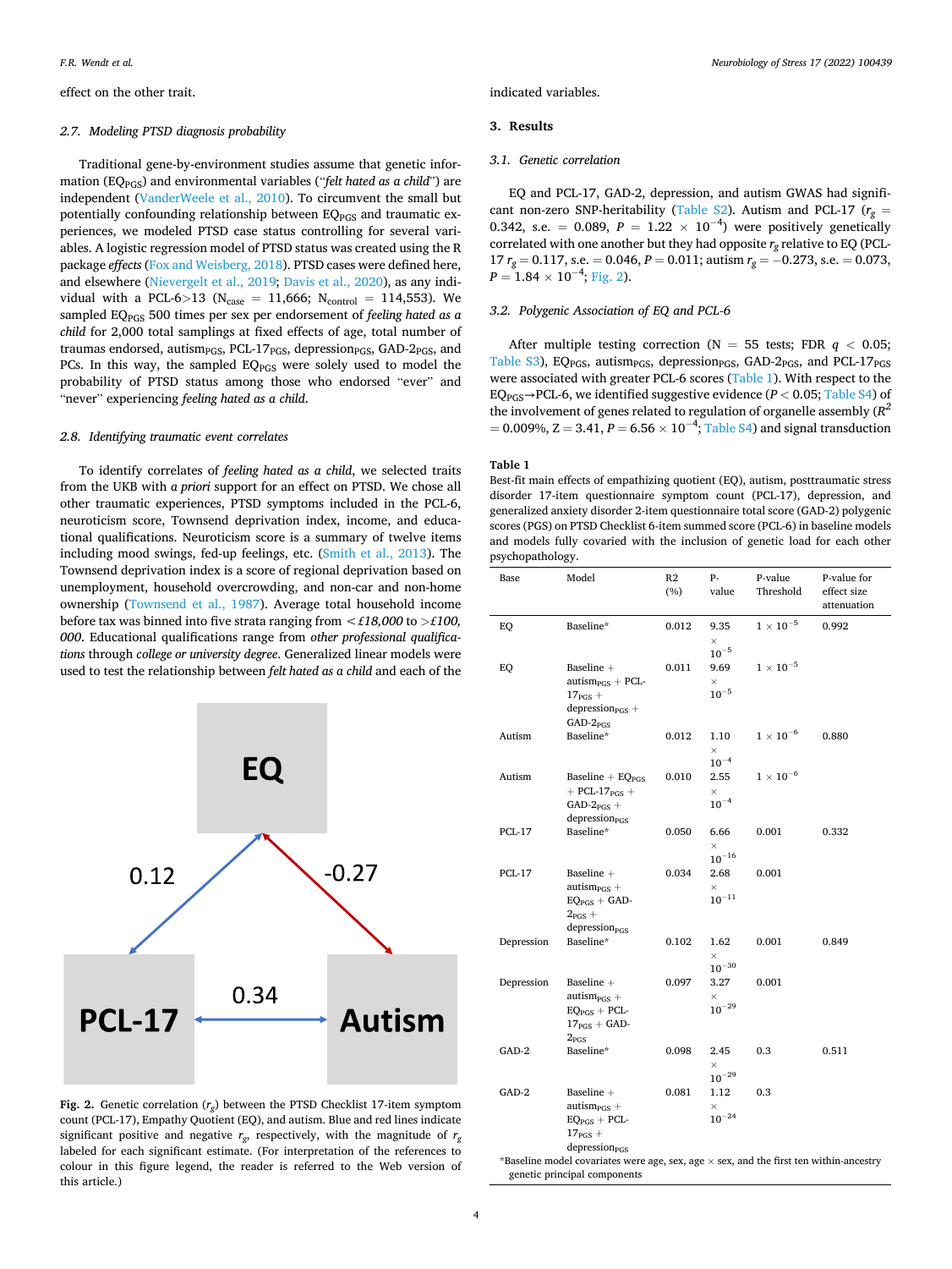effect on the other trait.

### 2.7. Modeling PTSD diagnosis probability

Traditional gene-by-environment studies assume that genetic information ($EQ_{PGS}$) and environmental variables ("*felt hated as a child*") are independent (VanderWeele et al., 2010). To circumvent the small but potentially confounding relationship between $EQ_{PGS}$ and traumatic experiences, we modeled PTSD case status controlling for several variables. A logistic regression model of PTSD status was created using the R package *effects* (Fox and Weisberg, 2018). PTSD cases were defined here, and elsewhere (Nievergelt et al., 2019; Davis et al., 2020), as any individual with a PCL-6>13 ($N_{case}$ = 11,666; $N_{control}$ = 114,553). We sampled $EQ_{PGS}$ 500 times per sex per endorsement of *feeling hated as a child* for 2,000 total samplings at fixed effects of age, total number of traumas endorsed, $autism_{PGS}$, PCL-$17_{PGS}$, $depression_{PGS}$, GAD-$2_{PGS}$, and PCs. In this way, the sampled $EQ_{PGS}$ were solely used to model the probability of PTSD status among those who endorsed "ever" and "never" experiencing *feeling hated as a child*.

### 2.8. Identifying traumatic event correlates

To identify correlates of *feeling hated as a child*, we selected traits from the UKB with *a priori* support for an effect on PTSD. We chose all other traumatic experiences, PTSD symptoms included in the PCL-6, neuroticism score, Townsend deprivation index, income, and educational qualifications. Neuroticism score is a summary of twelve items including mood swings, fed-up feelings, etc. (Smith et al., 2013). The Townsend deprivation index is a score of regional deprivation based on unemployment, household overcrowding, and non-car and non-home ownership (Townsend et al., 1987). Average total household income before tax was binned into five strata ranging from *<£18,000* to *>£100,000*. Educational qualifications range from *other professional qualifications* through *college or university degree*. Generalized linear models were used to test the relationship between *felt hated as a child* and each of the indicated variables.

Fig. 2. Genetic correlation ($r_g$) between the PTSD Checklist 17-item symptom count (PCL-17), Empathy Quotient (EQ), and autism. Blue and red lines indicate significant positive and negative $r_g$, respectively, with the magnitude of $r_g$ labeled for each significant estimate. (For interpretation of the references to colour in this figure legend, the reader is referred to the Web version of this article.)

## 3. Results

### 3.1. Genetic correlation

EQ and PCL-17, GAD-2, depression, and autism GWAS had significant non-zero SNP-heritability (Table S2). Autism and PCL-17 ($r_g$ = 0.342, s.e. = 0.089, $P = 1.22 \times 10^{-4}$) were positively genetically correlated with one another but they had opposite $r_g$ relative to EQ (PCL-17 $r_g$ = 0.117, s.e. = 0.046, $P$ = 0.011; autism $r_g$ = −0.273, s.e. = 0.073, $P = 1.84 \times 10^{-4}$; Fig. 2).

### 3.2. Polygenic Association of EQ and PCL-6

After multiple testing correction (N = 55 tests; FDR $q < 0.05$; Table S3), $EQ_{PGS}$, $autism_{PGS}$, $depression_{PGS}$, GAD-$2_{PGS}$, and PCL-$17_{PGS}$ were associated with greater PCL-6 scores (Table 1). With respect to the $EQ_{PGS}$→PCL-6, we identified suggestive evidence ($P < 0.05$; Table S4) of the involvement of genes related to regulation of organelle assembly ($R^2$ = 0.009%, Z = 3.41, $P = 6.56 \times 10^{-4}$; Table S4) and signal transduction

**Table 1**
Best-fit main effects of empathizing quotient (EQ), autism, posttraumatic stress disorder 17-item questionnaire symptom count (PCL-17), depression, and generalized anxiety disorder 2-item questionnaire total score (GAD-2) polygenic scores (PGS) on PTSD Checklist 6-item summed score (PCL-6) in baseline models and models fully covaried with the inclusion of genetic load for each other psychopathology.

| Base | Model | R2 (%) | P-value | P-value Threshold | P-value for effect size attenuation |
|---|---|---|---|---|---|
| EQ | Baseline* | 0.012 | $9.35 \times 10^{-5}$ | $1 \times 10^{-5}$ | 0.992 |
| EQ | Baseline + $autism_{PGS}$ + PCL-$17_{PGS}$ + $depression_{PGS}$ + GAD-$2_{PGS}$ | 0.011 | $9.69 \times 10^{-5}$ | $1 \times 10^{-5}$ | |
| Autism | Baseline* | 0.012 | $1.10 \times 10^{-4}$ | $1 \times 10^{-6}$ | 0.880 |
| Autism | Baseline + $EQ_{PGS}$ + PCL-$17_{PGS}$ + GAD-$2_{PGS}$ + $depression_{PGS}$ | 0.010 | $2.55 \times 10^{-4}$ | $1 \times 10^{-6}$ | |
| PCL-17 | Baseline* | 0.050 | $6.66 \times 10^{-16}$ | 0.001 | 0.332 |
| PCL-17 | Baseline + $autism_{PGS}$ + $EQ_{PGS}$ + GAD-$2_{PGS}$ + $depression_{PGS}$ | 0.034 | $2.68 \times 10^{-11}$ | 0.001 | |
| Depression | Baseline* | 0.102 | $1.62 \times 10^{-30}$ | 0.001 | 0.849 |
| Depression | Baseline + $autism_{PGS}$ + $EQ_{PGS}$ + PCL-$17_{PGS}$ + GAD-$2_{PGS}$ | 0.097 | $3.27 \times 10^{-29}$ | 0.001 | |
| GAD-2 | Baseline* | 0.098 | $2.45 \times 10^{-29}$ | 0.3 | 0.511 |
| GAD-2 | Baseline + $autism_{PGS}$ + $EQ_{PGS}$ + PCL-$17_{PGS}$ + $depression_{PGS}$ | 0.081 | $1.12 \times 10^{-24}$ | 0.3 | |

*Baseline model covariates were age, sex, age × sex, and the first ten within-ancestry genetic principal components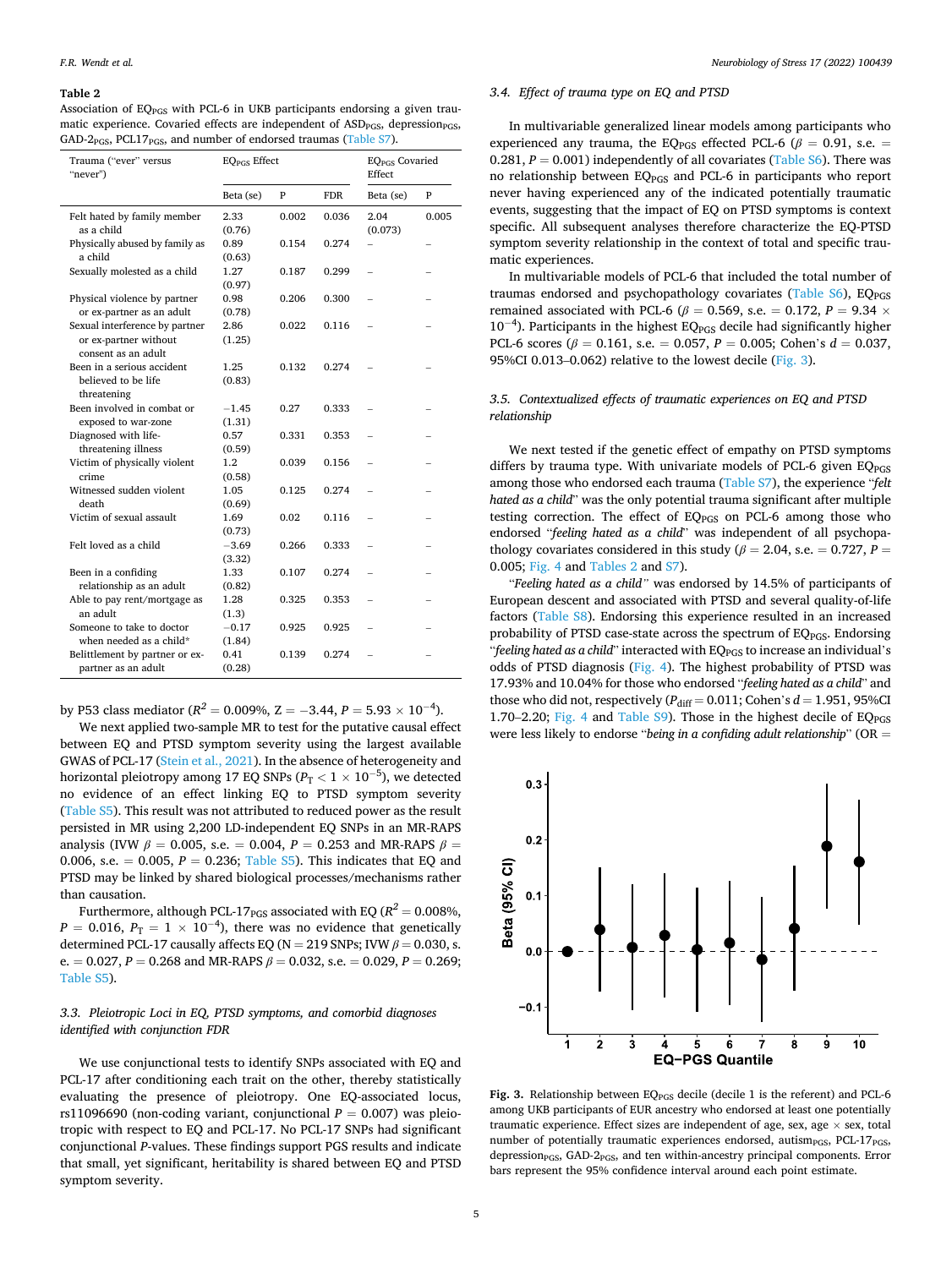**Table 2**
Association of $EQ_{PGS}$ with PCL-6 in UKB participants endorsing a given traumatic experience. Covaried effects are independent of $ASD_{PGS}$, $depression_{PGS}$, $GAD\text{-}2_{PGS}$, $PCL17_{PGS}$, and number of endorsed traumas (Table S7).

| Trauma ("ever" versus "never") | $EQ_{PGS}$ Effect | | | $EQ_{PGS}$ Covaried Effect | |
|---|---|---|---|---|---|
| | Beta (se) | P | FDR | Beta (se) | P |
| Felt hated by family member as a child | 2.33 (0.76) | 0.002 | 0.036 | 2.04 (0.073) | 0.005 |
| Physically abused by family as a child | 0.89 (0.63) | 0.154 | 0.274 | – | – |
| Sexually molested as a child | 1.27 (0.97) | 0.187 | 0.299 | – | – |
| Physical violence by partner or ex-partner as an adult | 0.98 (0.78) | 0.206 | 0.300 | – | – |
| Sexual interference by partner or ex-partner without consent as an adult | 2.86 (1.25) | 0.022 | 0.116 | – | – |
| Been in a serious accident believed to be life threatening | 1.25 (0.83) | 0.132 | 0.274 | – | – |
| Been involved in combat or exposed to war-zone | −1.45 (1.31) | 0.27 | 0.333 | – | – |
| Diagnosed with life-threatening illness | 0.57 (0.59) | 0.331 | 0.353 | – | – |
| Victim of physically violent crime | 1.2 (0.58) | 0.039 | 0.156 | – | – |
| Witnessed sudden violent death | 1.05 (0.69) | 0.125 | 0.274 | – | – |
| Victim of sexual assault | 1.69 (0.73) | 0.02 | 0.116 | – | – |
| Felt loved as a child | −3.69 (3.32) | 0.266 | 0.333 | – | – |
| Been in a confiding relationship as an adult | 1.33 (0.82) | 0.107 | 0.274 | – | – |
| Able to pay rent/mortgage as an adult | 1.28 (1.3) | 0.325 | 0.353 | – | – |
| Someone to take to doctor when needed as a child* | −0.17 (1.84) | 0.925 | 0.925 | – | – |
| Belittlement by partner or ex-partner as an adult | 0.41 (0.28) | 0.139 | 0.274 | – | – |

by P53 class mediator ($R^2 = 0.009\%$, Z = −3.44, $P = 5.93 \times 10^{-4}$).

We next applied two-sample MR to test for the putative causal effect between EQ and PTSD symptom severity using the largest available GWAS of PCL-17 (Stein et al., 2021). In the absence of heterogeneity and horizontal pleiotropy among 17 EQ SNPs ($P_T < 1 \times 10^{-5}$), we detected no evidence of an effect linking EQ to PTSD symptom severity (Table S5). This result was not attributed to reduced power as the result persisted in MR using 2,200 LD-independent EQ SNPs in an MR-RAPS analysis (IVW $\beta = 0.005$, s.e. = 0.004, $P = 0.253$ and MR-RAPS $\beta = 0.006$, s.e. = 0.005, $P = 0.236$; Table S5). This indicates that EQ and PTSD may be linked by shared biological processes/mechanisms rather than causation.

Furthermore, although $PCL\text{-}17_{PGS}$ associated with EQ ($R^2 = 0.008\%$, $P = 0.016$, $P_T = 1 \times 10^{-4}$), there was no evidence that genetically determined PCL-17 causally affects EQ (N = 219 SNPs; IVW $\beta = 0.030$, s.e. = 0.027, $P = 0.268$ and MR-RAPS $\beta = 0.032$, s.e. = 0.029, $P = 0.269$; Table S5).

### 3.3. Pleiotropic Loci in EQ, PTSD symptoms, and comorbid diagnoses identified with conjunction FDR

We use conjunctional tests to identify SNPs associated with EQ and PCL-17 after conditioning each trait on the other, thereby statistically evaluating the presence of pleiotropy. One EQ-associated locus, rs11096690 (non-coding variant, conjunctional $P = 0.007$) was pleiotropic with respect to EQ and PCL-17. No PCL-17 SNPs had significant conjunctional *P*-values. These findings support PGS results and indicate that small, yet significant, heritability is shared between EQ and PTSD symptom severity.

### 3.4. Effect of trauma type on EQ and PTSD

In multivariable generalized linear models among participants who experienced any trauma, the $EQ_{PGS}$ effected PCL-6 ($\beta = 0.91$, s.e. = 0.281, $P = 0.001$) independently of all covariates (Table S6). There was no relationship between $EQ_{PGS}$ and PCL-6 in participants who report never having experienced any of the indicated potentially traumatic events, suggesting that the impact of EQ on PTSD symptoms is context specific. All subsequent analyses therefore characterize the EQ-PTSD symptom severity relationship in the context of total and specific traumatic experiences.

In multivariable models of PCL-6 that included the total number of traumas endorsed and psychopathology covariates (Table S6), $EQ_{PGS}$ remained associated with PCL-6 ($\beta = 0.569$, s.e. = 0.172, $P = 9.34 \times 10^{-4}$). Participants in the highest $EQ_{PGS}$ decile had significantly higher PCL-6 scores ($\beta = 0.161$, s.e. = 0.057, $P = 0.005$; Cohen's $d = 0.037$, 95%CI 0.013–0.062) relative to the lowest decile (Fig. 3).

### 3.5. Contextualized effects of traumatic experiences on EQ and PTSD relationship

We next tested if the genetic effect of empathy on PTSD symptoms differs by trauma type. With univariate models of PCL-6 given $EQ_{PGS}$ among those who endorsed each trauma (Table S7), the experience "*felt hated as a child*" was the only potential trauma significant after multiple testing correction. The effect of $EQ_{PGS}$ on PCL-6 among those who endorsed "*feeling hated as a child*" was independent of all psychopathology covariates considered in this study ($\beta = 2.04$, s.e. = 0.727, $P = 0.005$; Fig. 4 and Tables 2 and S7).

"*Feeling hated as a child*" was endorsed by 14.5% of participants of European descent and associated with PTSD and several quality-of-life factors (Table S8). Endorsing this experience resulted in an increased probability of PTSD case-state across the spectrum of $EQ_{PGS}$. Endorsing "*feeling hated as a child*" interacted with $EQ_{PGS}$ to increase an individual's odds of PTSD diagnosis (Fig. 4). The highest probability of PTSD was 17.93% and 10.04% for those who endorsed "*feeling hated as a child*" and those who did not, respectively ($P_{diff} = 0.011$; Cohen's $d = 1.951$, 95%CI 1.70–2.20; Fig. 4 and Table S9). Those in the highest decile of $EQ_{PGS}$ were less likely to endorse "*being in a confiding adult relationship*" (OR =

**Fig. 3.** Relationship between $EQ_{PGS}$ decile (decile 1 is the referent) and PCL-6 among UKB participants of EUR ancestry who endorsed at least one potentially traumatic experience. Effect sizes are independent of age, sex, age × sex, total number of potentially traumatic experiences endorsed, $autism_{PGS}$, $PCL\text{-}17_{PGS}$, $depression_{PGS}$, $GAD\text{-}2_{PGS}$, and ten within-ancestry principal components. Error bars represent the 95% confidence interval around each point estimate.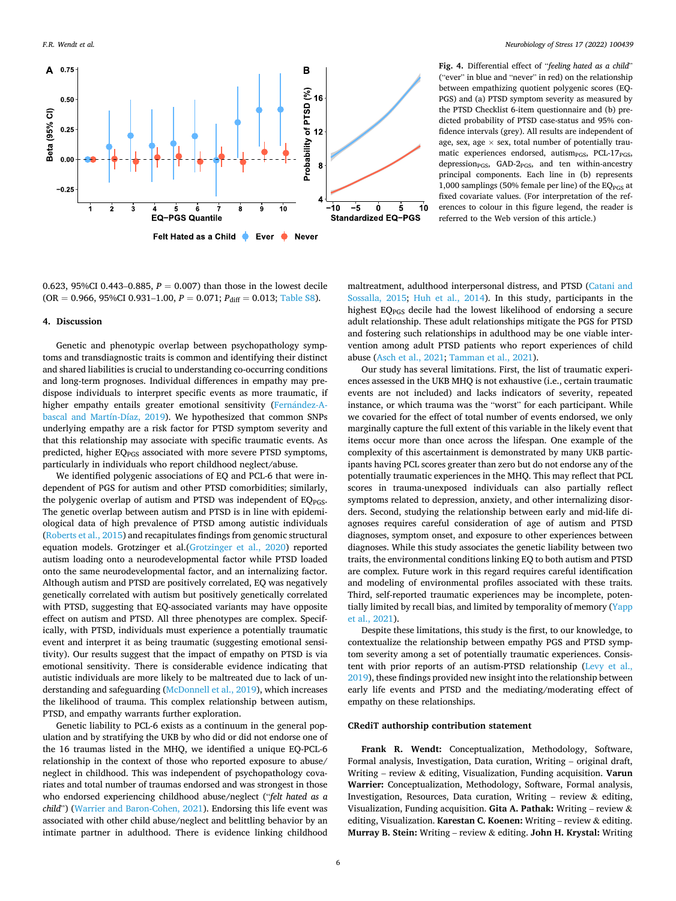**Fig. 4.** Differential effect of "*feeling hated as a child*" ("ever" in blue and "never" in red) on the relationship between empathizing quotient polygenic scores (EQ-PGS) and (a) PTSD symptom severity as measured by the PTSD Checklist 6-item questionnaire and (b) predicted probability of PTSD case-status and 95% confidence intervals (grey). All results are independent of age, sex, age × sex, total number of potentially traumatic experiences endorsed, $autism_{PGS}$, $PCL\text{-}17_{PGS}$, $depression_{PGS}$, $GAD\text{-}2_{PGS}$, and ten within-ancestry principal components. Each line in (b) represents 1,000 samplings (50% female per line) of the $EQ_{PGS}$ at fixed covariate values. (For interpretation of the references to colour in this figure legend, the reader is referred to the Web version of this article.)

0.623, 95%CI 0.443–0.885, $P = 0.007$) than those in the lowest decile (OR = 0.966, 95%CI 0.931–1.00, $P = 0.071$; $P_{diff} = 0.013$; Table S8).

## 4. Discussion

Genetic and phenotypic overlap between psychopathology symptoms and transdiagnostic traits is common and identifying their distinct and shared liabilities is crucial to understanding co-occurring conditions and long-term prognoses. Individual differences in empathy may predispose individuals to interpret specific events as more traumatic, if higher empathy entails greater emotional sensitivity (Fernández-Abascal and Martín-Díaz, 2019). We hypothesized that common SNPs underlying empathy are a risk factor for PTSD symptom severity and that this relationship may associate with specific traumatic events. As predicted, higher $EQ_{PGS}$ associated with more severe PTSD symptoms, particularly in individuals who report childhood neglect/abuse.

We identified polygenic associations of EQ and PCL-6 that were independent of PGS for autism and other PTSD comorbidities; similarly, the polygenic overlap of autism and PTSD was independent of $EQ_{PGS}$. The genetic overlap between autism and PTSD is in line with epidemiological data of high prevalence of PTSD among autistic individuals (Roberts et al., 2015) and recapitulates findings from genomic structural equation models. Grotzinger et al.(Grotzinger et al., 2020) reported autism loading onto a neurodevelopmental factor while PTSD loaded onto the same neurodevelopmental factor, and an internalizing factor. Although autism and PTSD are positively correlated, EQ was negatively genetically correlated with autism but positively genetically correlated with PTSD, suggesting that EQ-associated variants may have opposite effect on autism and PTSD. All three phenotypes are complex. Specifically, with PTSD, individuals must experience a potentially traumatic event and interpret it as being traumatic (suggesting emotional sensitivity). Our results suggest that the impact of empathy on PTSD is via emotional sensitivity. There is considerable evidence indicating that autistic individuals are more likely to be maltreated due to lack of understanding and safeguarding (McDonnell et al., 2019), which increases the likelihood of trauma. This complex relationship between autism, PTSD, and empathy warrants further exploration.

Genetic liability to PCL-6 exists as a continuum in the general population and by stratifying the UKB by who did or did not endorse one of the 16 traumas listed in the MHQ, we identified a unique EQ-PCL-6 relationship in the context of those who reported exposure to abuse/neglect in childhood. This was independent of psychopathology covariates and total number of traumas endorsed and was strongest in those who endorsed experiencing childhood abuse/neglect ("*felt hated as a child*") (Warrier and Baron-Cohen, 2021). Endorsing this life event was associated with other child abuse/neglect and belittling behavior by an intimate partner in adulthood. There is evidence linking childhood maltreatment, adulthood interpersonal distress, and PTSD (Catani and Sossalla, 2015; Huh et al., 2014). In this study, participants in the highest $EQ_{PGS}$ decile had the lowest likelihood of endorsing a secure adult relationship. These adult relationships mitigate the PGS for PTSD and fostering such relationships in adulthood may be one viable intervention among adult PTSD patients who report experiences of child abuse (Asch et al., 2021; Tamman et al., 2021).

Our study has several limitations. First, the list of traumatic experiences assessed in the UKB MHQ is not exhaustive (i.e., certain traumatic events are not included) and lacks indicators of severity, repeated instance, or which trauma was the "worst" for each participant. While we covaried for the effect of total number of events endorsed, we only marginally capture the full extent of this variable in the likely event that items occur more than once across the lifespan. One example of the complexity of this ascertainment is demonstrated by many UKB participants having PCL scores greater than zero but do not endorse any of the potentially traumatic experiences in the MHQ. This may reflect that PCL scores in trauma-unexposed individuals can also partially reflect symptoms related to depression, anxiety, and other internalizing disorders. Second, studying the relationship between early and mid-life diagnoses requires careful consideration of age of autism and PTSD diagnoses, symptom onset, and exposure to other experiences between diagnoses. While this study associates the genetic liability between two traits, the environmental conditions linking EQ to both autism and PTSD are complex. Future work in this regard requires careful identification and modeling of environmental profiles associated with these traits. Third, self-reported traumatic experiences may be incomplete, potentially limited by recall bias, and limited by temporality of memory (Yapp et al., 2021).

Despite these limitations, this study is the first, to our knowledge, to contextualize the relationship between empathy PGS and PTSD symptom severity among a set of potentially traumatic experiences. Consistent with prior reports of an autism-PTSD relationship (Levy et al., 2019), these findings provided new insight into the relationship between early life events and PTSD and the mediating/moderating effect of empathy on these relationships.

## CRediT authorship contribution statement

**Frank R. Wendt:** Conceptualization, Methodology, Software, Formal analysis, Investigation, Data curation, Writing – original draft, Writing – review & editing, Visualization, Funding acquisition. **Varun Warrier:** Conceptualization, Methodology, Software, Formal analysis, Investigation, Resources, Data curation, Writing – review & editing, Visualization, Funding acquisition. **Gita A. Pathak:** Writing – review & editing, Visualization. **Karestan C. Koenen:** Writing – review & editing. **Murray B. Stein:** Writing – review & editing. **John H. Krystal:** Writing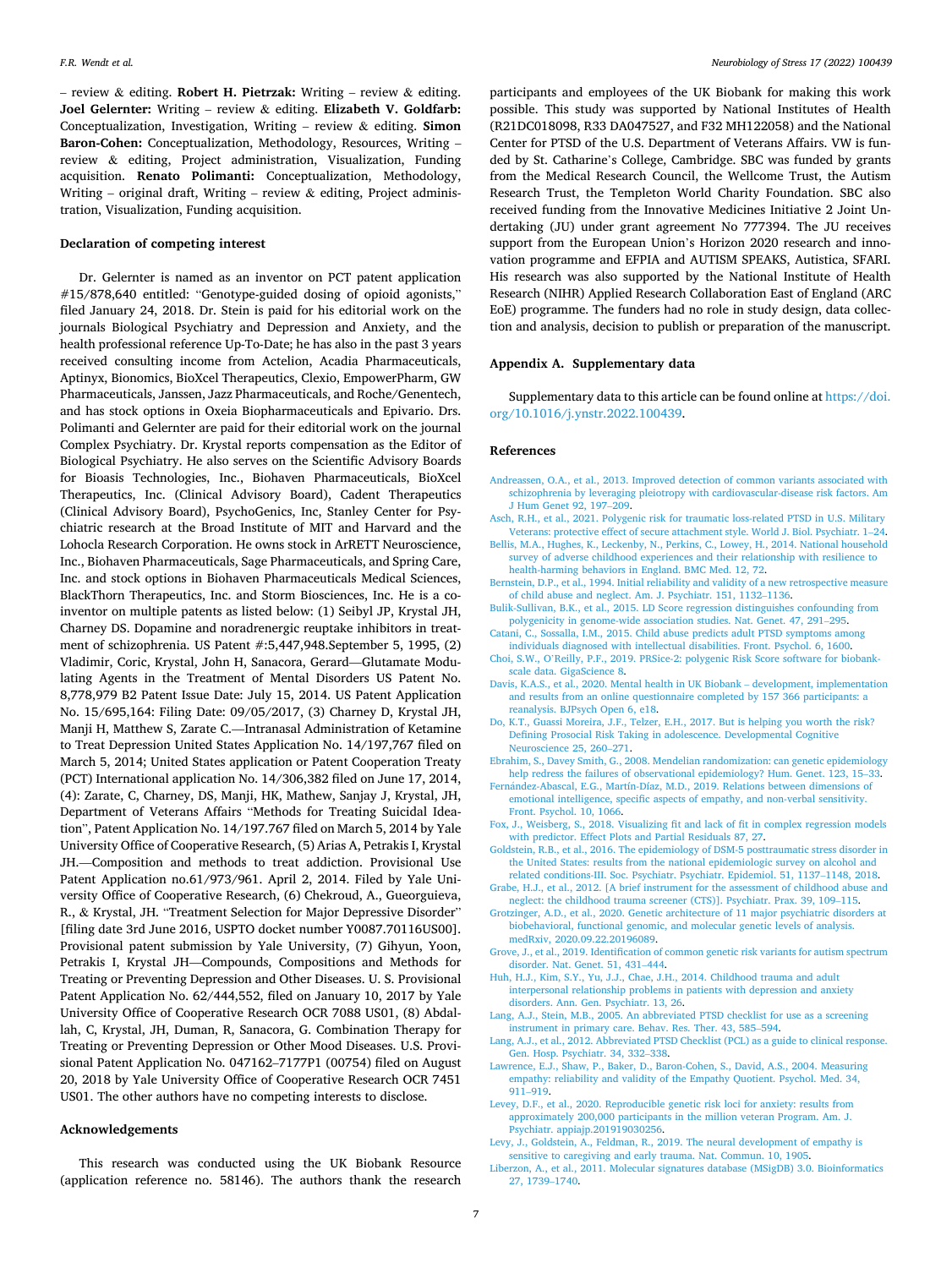– review & editing. **Robert H. Pietrzak:** Writing – review & editing. **Joel Gelernter:** Writing – review & editing. **Elizabeth V. Goldfarb:** Conceptualization, Investigation, Writing – review & editing. **Simon Baron-Cohen:** Conceptualization, Methodology, Resources, Writing – review & editing, Project administration, Visualization, Funding acquisition. **Renato Polimanti:** Conceptualization, Methodology, Writing – original draft, Writing – review & editing, Project administration, Visualization, Funding acquisition.

## Declaration of competing interest

Dr. Gelernter is named as an inventor on PCT patent application #15/878,640 entitled: "Genotype-guided dosing of opioid agonists," filed January 24, 2018. Dr. Stein is paid for his editorial work on the journals Biological Psychiatry and Depression and Anxiety, and the health professional reference Up-To-Date; he has also in the past 3 years received consulting income from Actelion, Acadia Pharmaceuticals, Aptinyx, Bionomics, BioXcel Therapeutics, Clexio, EmpowerPharm, GW Pharmaceuticals, Janssen, Jazz Pharmaceuticals, and Roche/Genentech, and has stock options in Oxeia Biopharmaceuticals and Epivario. Drs. Polimanti and Gelernter are paid for their editorial work on the journal Complex Psychiatry. Dr. Krystal reports compensation as the Editor of Biological Psychiatry. He also serves on the Scientific Advisory Boards for Bioasis Technologies, Inc., Biohaven Pharmaceuticals, BioXcel Therapeutics, Inc. (Clinical Advisory Board), Cadent Therapeutics (Clinical Advisory Board), PsychoGenics, Inc, Stanley Center for Psychiatric research at the Broad Institute of MIT and Harvard and the Lohocla Research Corporation. He owns stock in ArRETT Neuroscience, Inc., Biohaven Pharmaceuticals, Sage Pharmaceuticals, and Spring Care, Inc. and stock options in Biohaven Pharmaceuticals Medical Sciences, BlackThorn Therapeutics, Inc. and Storm Biosciences, Inc. He is a co-inventor on multiple patents as listed below: (1) Seibyl JP, Krystal JH, Charney DS. Dopamine and noradrenergic reuptake inhibitors in treatment of schizophrenia. US Patent #:5,447,948.September 5, 1995, (2) Vladimir, Coric, Krystal, John H, Sanacora, Gerard—Glutamate Modulating Agents in the Treatment of Mental Disorders US Patent No. 8,778,979 B2 Patent Issue Date: July 15, 2014. US Patent Application No. 15/695,164: Filing Date: 09/05/2017, (3) Charney D, Krystal JH, Manji H, Matthew S, Zarate C.—Intranasal Administration of Ketamine to Treat Depression United States Application No. 14/197,767 filed on March 5, 2014; United States application or Patent Cooperation Treaty (PCT) International application No. 14/306,382 filed on June 17, 2014, (4): Zarate, C, Charney, DS, Manji, HK, Mathew, Sanjay J, Krystal, JH, Department of Veterans Affairs "Methods for Treating Suicidal Ideation", Patent Application No. 14/197.767 filed on March 5, 2014 by Yale University Office of Cooperative Research, (5) Arias A, Petrakis I, Krystal JH.—Composition and methods to treat addiction. Provisional Use Patent Application no.61/973/961. April 2, 2014. Filed by Yale University Office of Cooperative Research, (6) Chekroud, A., Gueorguieva, R., & Krystal, JH. "Treatment Selection for Major Depressive Disorder" [filing date 3rd June 2016, USPTO docket number Y0087.70116US00]. Provisional patent submission by Yale University, (7) Gihyun, Yoon, Petrakis I, Krystal JH—Compounds, Compositions and Methods for Treating or Preventing Depression and Other Diseases. U. S. Provisional Patent Application No. 62/444,552, filed on January 10, 2017 by Yale University Office of Cooperative Research OCR 7088 US01, (8) Abdallah, C, Krystal, JH, Duman, R, Sanacora, G. Combination Therapy for Treating or Preventing Depression or Other Mood Diseases. U.S. Provisional Patent Application No. 047162–7177P1 (00754) filed on August 20, 2018 by Yale University Office of Cooperative Research OCR 7451 US01. The other authors have no competing interests to disclose.

## Acknowledgements

This research was conducted using the UK Biobank Resource (application reference no. 58146). The authors thank the research participants and employees of the UK Biobank for making this work possible. This study was supported by National Institutes of Health (R21DC018098, R33 DA047527, and F32 MH122058) and the National Center for PTSD of the U.S. Department of Veterans Affairs. VW is funded by St. Catharine's College, Cambridge. SBC was funded by grants from the Medical Research Council, the Wellcome Trust, the Autism Research Trust, the Templeton World Charity Foundation. SBC also received funding from the Innovative Medicines Initiative 2 Joint Undertaking (JU) under grant agreement No 777394. The JU receives support from the European Union's Horizon 2020 research and innovation programme and EFPIA and AUTISM SPEAKS, Autistica, SFARI. His research was also supported by the National Institute of Health Research (NIHR) Applied Research Collaboration East of England (ARC EoE) programme. The funders had no role in study design, data collection and analysis, decision to publish or preparation of the manuscript.

## Appendix A. Supplementary data

Supplementary data to this article can be found online at https://doi.org/10.1016/j.ynstr.2022.100439.

## References

Andreassen, O.A., et al., 2013. Improved detection of common variants associated with schizophrenia by leveraging pleiotropy with cardiovascular-disease risk factors. Am J Hum Genet 92, 197–209.

Asch, R.H., et al., 2021. Polygenic risk for traumatic loss-related PTSD in U.S. Military Veterans: protective effect of secure attachment style. World J. Biol. Psychiatr. 1–24.

Bellis, M.A., Hughes, K., Leckenby, N., Perkins, C., Lowey, H., 2014. National household survey of adverse childhood experiences and their relationship with resilience to health-harming behaviors in England. BMC Med. 12, 72.

Bernstein, D.P., et al., 1994. Initial reliability and validity of a new retrospective measure of child abuse and neglect. Am. J. Psychiatr. 151, 1132–1136.

Bulik-Sullivan, B.K., et al., 2015. LD Score regression distinguishes confounding from polygenicity in genome-wide association studies. Nat. Genet. 47, 291–295.

Catani, C., Sossalla, I.M., 2015. Child abuse predicts adult PTSD symptoms among individuals diagnosed with intellectual disabilities. Front. Psychol. 6, 1600.

Choi, S.W., O'Reilly, P.F., 2019. PRSice-2: polygenic Risk Score software for biobank-scale data. GigaScience 8.

Davis, K.A.S., et al., 2020. Mental health in UK Biobank – development, implementation and results from an online questionnaire completed by 157 366 participants: a reanalysis. BJPsych Open 6, e18.

Do, K.T., Guassi Moreira, J.F., Telzer, E.H., 2017. But is helping you worth the risk? Defining Prosocial Risk Taking in adolescence. Developmental Cognitive Neuroscience 25, 260–271.

Ebrahim, S., Davey Smith, G., 2008. Mendelian randomization: can genetic epidemiology help redress the failures of observational epidemiology? Hum. Genet. 123, 15–33.

Fernández-Abascal, E.G., Martín-Díaz, M.D., 2019. Relations between dimensions of emotional intelligence, specific aspects of empathy, and non-verbal sensitivity. Front. Psychol. 10, 1066.

Fox, J., Weisberg, S., 2018. Visualizing fit and lack of fit in complex regression models with predictor. Effect Plots and Partial Residuals 87, 27.

Goldstein, R.B., et al., 2016. The epidemiology of DSM-5 posttraumatic stress disorder in the United States: results from the national epidemiologic survey on alcohol and related conditions-III. Soc. Psychiatr. Psychiatr. Epidemiol. 51, 1137–1148, 2018.

Grabe, H.J., et al., 2012. [A brief instrument for the assessment of childhood abuse and neglect: the childhood trauma screener (CTS)]. Psychiatr. Prax. 39, 109–115.

Grotzinger, A.D., et al., 2020. Genetic architecture of 11 major psychiatric disorders at biobehavioral, functional genomic, and molecular genetic levels of analysis. medRxiv, 2020.09.22.20196089.

Grove, J., et al., 2019. Identification of common genetic risk variants for autism spectrum disorder. Nat. Genet. 51, 431–444.

Huh, H.J., Kim, S.Y., Yu, J.J., Chae, J.H., 2014. Childhood trauma and adult interpersonal relationship problems in patients with depression and anxiety disorders. Ann. Gen. Psychiatr. 13, 26.

Lang, A.J., Stein, M.B., 2005. An abbreviated PTSD checklist for use as a screening instrument in primary care. Behav. Res. Ther. 43, 585–594.

Lang, A.J., et al., 2012. Abbreviated PTSD Checklist (PCL) as a guide to clinical response. Gen. Hosp. Psychiatr. 34, 332–338.

Lawrence, E.J., Shaw, P., Baker, D., Baron-Cohen, S., David, A.S., 2004. Measuring empathy: reliability and validity of the Empathy Quotient. Psychol. Med. 34, 911–919.

Levey, D.F., et al., 2020. Reproducible genetic risk loci for anxiety: results from approximately 200,000 participants in the million veteran Program. Am. J. Psychiatr. appiajp.201919030256.

Levy, J., Goldstein, A., Feldman, R., 2019. The neural development of empathy is sensitive to caregiving and early trauma. Nat. Commun. 10, 1905.

Liberzon, A., et al., 2011. Molecular signatures database (MSigDB) 3.0. Bioinformatics 27, 1739–1740.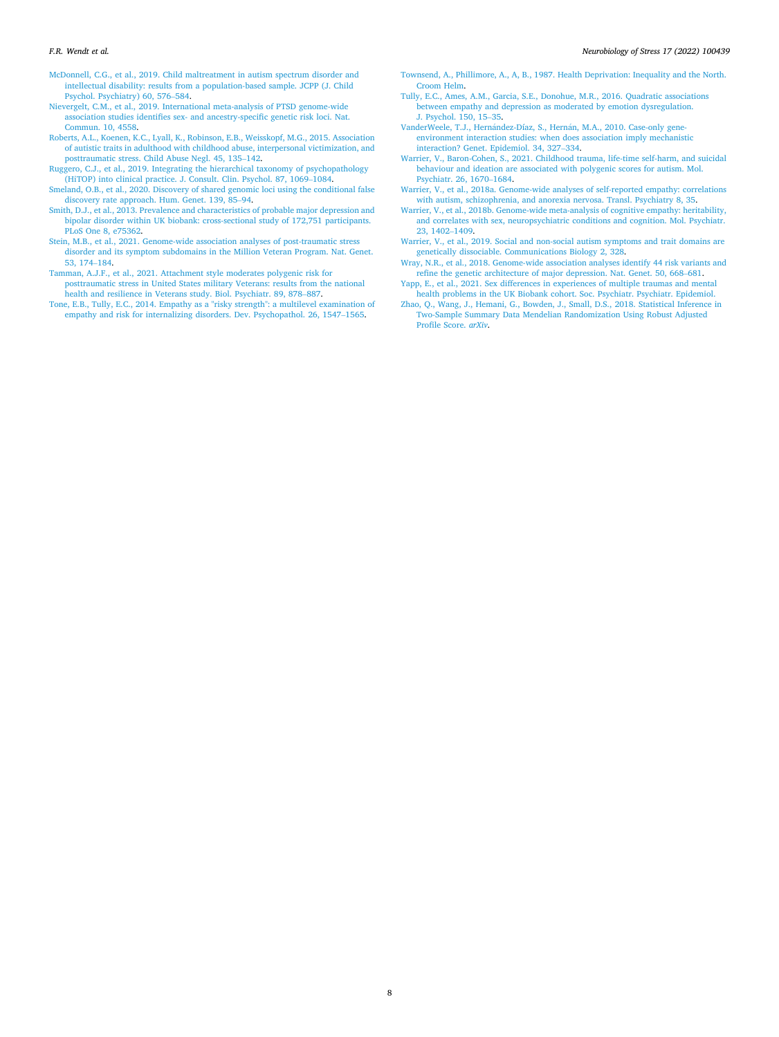McDonnell, C.G., et al., 2019. Child maltreatment in autism spectrum disorder and intellectual disability: results from a population-based sample. JCPP (J. Child Psychol. Psychiatry) 60, 576–584.

Nievergelt, C.M., et al., 2019. International meta-analysis of PTSD genome-wide association studies identifies sex- and ancestry-specific genetic risk loci. Nat. Commun. 10, 4558.

Roberts, A.L., Koenen, K.C., Lyall, K., Robinson, E.B., Weisskopf, M.G., 2015. Association of autistic traits in adulthood with childhood abuse, interpersonal victimization, and posttraumatic stress. Child Abuse Negl. 45, 135–142.

Ruggero, C.J., et al., 2019. Integrating the hierarchical taxonomy of psychopathology (HiTOP) into clinical practice. J. Consult. Clin. Psychol. 87, 1069–1084.

Smeland, O.B., et al., 2020. Discovery of shared genomic loci using the conditional false discovery rate approach. Hum. Genet. 139, 85–94.

Smith, D.J., et al., 2013. Prevalence and characteristics of probable major depression and bipolar disorder within UK biobank: cross-sectional study of 172,751 participants. PLoS One 8, e75362.

Stein, M.B., et al., 2021. Genome-wide association analyses of post-traumatic stress disorder and its symptom subdomains in the Million Veteran Program. Nat. Genet. 53, 174–184.

Tamman, A.J.F., et al., 2021. Attachment style moderates polygenic risk for posttraumatic stress in United States military Veterans: results from the national health and resilience in Veterans study. Biol. Psychiatr. 89, 878–887.

Tone, E.B., Tully, E.C., 2014. Empathy as a "risky strength": a multilevel examination of empathy and risk for internalizing disorders. Dev. Psychopathol. 26, 1547–1565.

Townsend, A., Phillimore, A., A, B., 1987. Health Deprivation: Inequality and the North. Croom Helm.

Tully, E.C., Ames, A.M., Garcia, S.E., Donohue, M.R., 2016. Quadratic associations between empathy and depression as moderated by emotion dysregulation. J. Psychol. 150, 15–35.

VanderWeele, T.J., Hernández-Díaz, S., Hernán, M.A., 2010. Case-only gene-environment interaction studies: when does association imply mechanistic interaction? Genet. Epidemiol. 34, 327–334.

Warrier, V., Baron-Cohen, S., 2021. Childhood trauma, life-time self-harm, and suicidal behaviour and ideation are associated with polygenic scores for autism. Mol. Psychiatr. 26, 1670–1684.

Warrier, V., et al., 2018a. Genome-wide analyses of self-reported empathy: correlations with autism, schizophrenia, and anorexia nervosa. Transl. Psychiatry 8, 35.

Warrier, V., et al., 2018b. Genome-wide meta-analysis of cognitive empathy: heritability, and correlates with sex, neuropsychiatric conditions and cognition. Mol. Psychiatr. 23, 1402–1409.

Warrier, V., et al., 2019. Social and non-social autism symptoms and trait domains are genetically dissociable. Communications Biology 2, 328.

Wray, N.R., et al., 2018. Genome-wide association analyses identify 44 risk variants and refine the genetic architecture of major depression. Nat. Genet. 50, 668–681.

Yapp, E., et al., 2021. Sex differences in experiences of multiple traumas and mental health problems in the UK Biobank cohort. Soc. Psychiatr. Psychiatr. Epidemiol.

Zhao, Q., Wang, J., Hemani, G., Bowden, J., Small, D.S., 2018. Statistical Inference in Two-Sample Summary Data Mendelian Randomization Using Robust Adjusted Profile Score. *arXiv*.